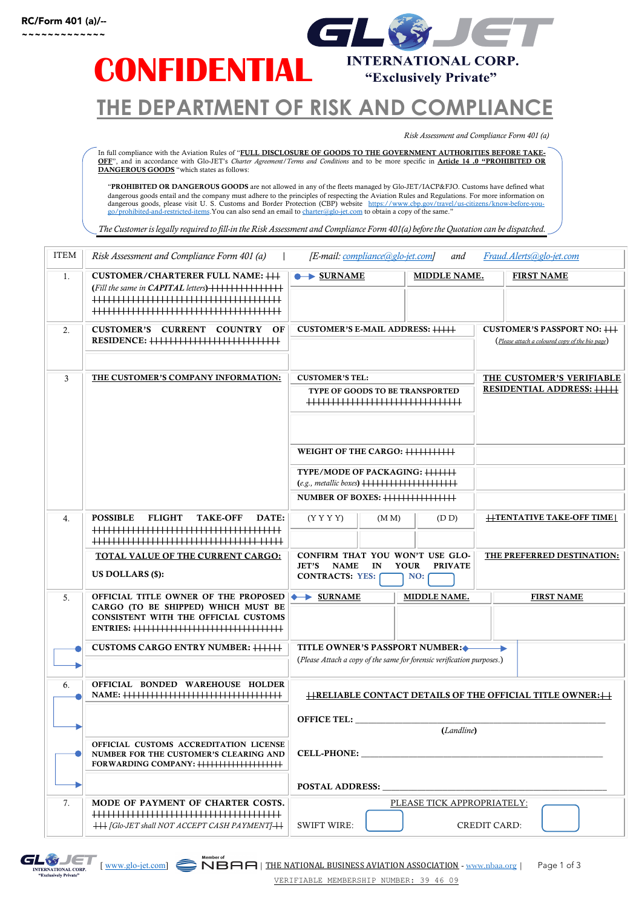RC/Form 401 (a)/--

~~~~~~~~~~~~~

# CONFIDENTIAL

**GLO-JET INTERNATIONAL CORP.**
**"Exclusively Private"**

# THE DEPARTMENT OF RISK AND COMPLIANCE

*Risk Assessment and Compliance Form 401 (a)*

In full compliance with the Aviation Rules of "**FULL DISCLOSURE OF GOODS TO THE GOVERNMENT AUTHORITIES BEFORE TAKE-OFF**", and in accordance with Glo-JET's *Charter Agreement/Terms and Conditions* and to be more specific in **Article 14 .0 "PROHIBITED OR DANGEROUS GOODS** "which states as follows:

"**PROHIBITED OR DANGEROUS GOODS** are not allowed in any of the fleets managed by Glo-JET/IACP&FJO. Customs have defined what dangerous goods entail and the company must adhere to the principles of respecting the Aviation Rules and Regulations. For more information on dangerous goods, please visit U. S. Customs and Border Protection (CBP) website https://www.cbp.gov/travel/us-citizens/know-before-you-go/prohibited-and-restricted-items. You can also send an email to charter@glo-jet.com to obtain a copy of the same."

*The Customer is legally required to fill-in the Risk Assessment and Compliance Form 401(a) before the Quotation can be dispatched.*

| ITEM | *Risk Assessment and Compliance Form 401 (a)* | *[E-mail: compliance@glo-jet.com]* and | Fraud.Alerts@glo-jet.com |
|---|---|---|---|
| 1. | **CUSTOMER/CHARTERER FULL NAME:** (*Fill the same in* ***CAPITAL*** *letters*) | **SURNAME** \| **MIDDLE NAME.** | **FIRST NAME** |
| 2. | **CUSTOMER'S CURRENT COUNTRY OF RESIDENCE:** | **CUSTOMER'S E-MAIL ADDRESS:** | **CUSTOMER'S PASSPORT NO:** (*Please attach a coloured copy of the bio page*) |
| 3 | **THE CUSTOMER'S COMPANY INFORMATION:** | **CUSTOMER'S TEL:** | **THE CUSTOMER'S VERIFIABLE RESIDENTIAL ADDRESS:** |
| | | **TYPE OF GOODS TO BE TRANSPORTED** | |
| | | **WEIGHT OF THE CARGO:** | |
| | | **TYPE/MODE OF PACKAGING:** (*e.g., metallic boxes*) | |
| | | **NUMBER OF BOXES:** | |
| 4. | **POSSIBLE FLIGHT TAKE-OFF DATE:** | (Y Y Y Y) \| (M M) \| (D D) | **TENTATIVE TAKE-OFF TIME** |
| | **TOTAL VALUE OF THE CURRENT CARGO:** **US DOLLARS ($):** | **CONFIRM THAT YOU WON'T USE GLO-JET'S NAME IN YOUR PRIVATE CONTRACTS: YES: ☐ NO: ☐** | **THE PREFERRED DESTINATION:** |
| 5. | **OFFICIAL TITLE OWNER OF THE PROPOSED CARGO (TO BE SHIPPED) WHICH MUST BE CONSISTENT WITH THE OFFICIAL CUSTOMS ENTRIES:** | **SURNAME** \| **MIDDLE NAME.** | **FIRST NAME** |
| | **CUSTOMS CARGO ENTRY NUMBER:** | **TITLE OWNER'S PASSPORT NUMBER:** (*Please Attach a copy of the same for forensic verification purposes.*) | |
| 6. | **OFFICIAL BONDED WAREHOUSE HOLDER NAME:** | **RELIABLE CONTACT DETAILS OF THE OFFICIAL TITLE OWNER:** | |
| | | **OFFICE TEL:** ______ (*Landline*) | |
| | **OFFICIAL CUSTOMS ACCREDITATION LICENSE NUMBER FOR THE CUSTOMER'S CLEARING AND FORWARDING COMPANY:** | **CELL-PHONE:** ______ | |
| | | **POSTAL ADDRESS:** ______ | |
| 7. | **MODE OF PAYMENT OF CHARTER COSTS.** *[Glo-JET shall NOT ACCEPT CASH PAYMENT]* | PLEASE TICK APPROPRIATELY: SWIFT WIRE: ☐ | CREDIT CARD: ☐ |

[www.glo-jet.com] | Member of NBAA | THE NATIONAL BUSINESS AVIATION ASSOCIATION - www.nbaa.org |

VERIFIABLE MEMBERSHIP NUMBER: 39 46 09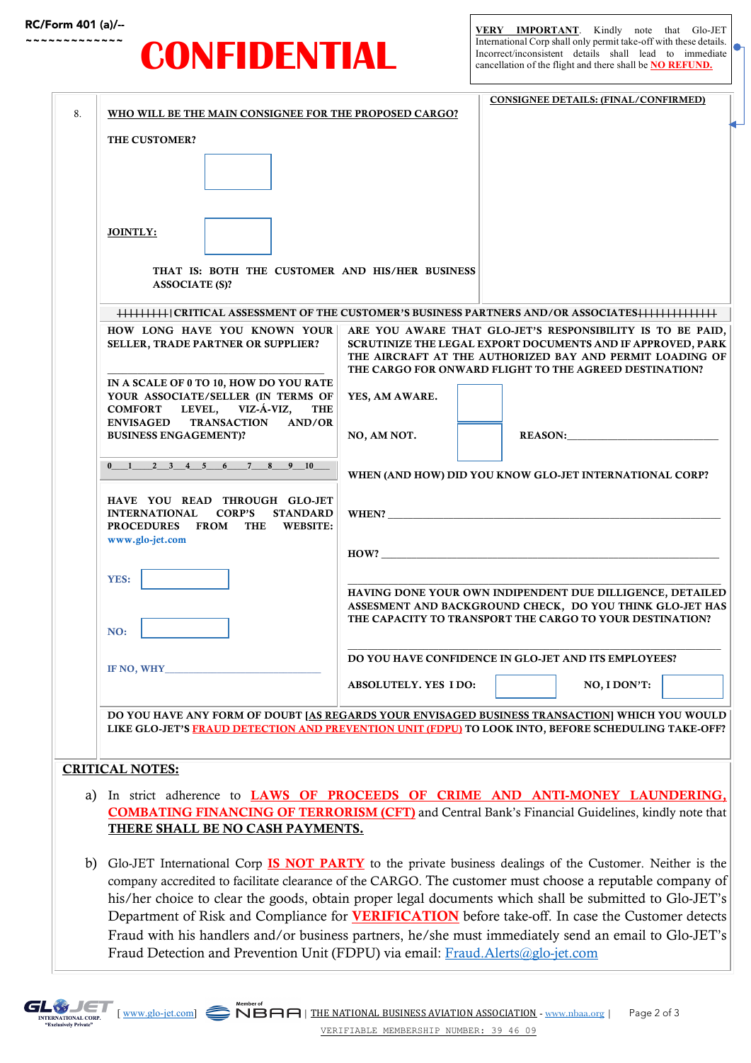RC/Form 401 (a)/--

~~~~~~~~~~~~~~

# CONFIDENTIAL

**VERY IMPORTANT**. Kindly note that Glo-JET International Corp shall only permit take-off with these details. Incorrect/inconsistent details shall lead to immediate cancellation of the flight and there shall be **NO REFUND.**

8. **WHO WILL BE THE MAIN CONSIGNEE FOR THE PROPOSED CARGO?**

**THE CUSTOMER?** ☐

**JOINTLY:** ☐

**THAT IS: BOTH THE CUSTOMER AND HIS/HER BUSINESS ASSOCIATE (S)?**

**CONSIGNEE DETAILS: (FINAL/CONFIRMED)**

**|||||||||| CRITICAL ASSESSMENT OF THE CUSTOMER'S BUSINESS PARTNERS AND/OR ASSOCIATES||||||||||||||**

**HOW LONG HAVE YOU KNOWN YOUR SELLER, TRADE PARTNER OR SUPPLIER?**

______________________________

**IN A SCALE OF 0 TO 10, HOW DO YOU RATE YOUR ASSOCIATE/SELLER (IN TERMS OF COMFORT LEVEL, VIZ-Á-VIZ, THE ENVISAGED TRANSACTION AND/OR BUSINESS ENGAGEMENT)?**

**0\_\_\_1\_\_\_\_2\_\_3\_\_\_4\_\_\_5\_\_\_6\_\_\_\_7\_\_\_8\_\_\_9\_\_10\_\_\_**

**HAVE YOU READ THROUGH GLO-JET INTERNATIONAL CORP'S STANDARD PROCEDURES FROM THE WEBSITE: www.glo-jet.com**

**YES:** ☐

**NO:** ☐

**IF NO, WHY**______________________________

**ARE YOU AWARE THAT GLO-JET'S RESPONSIBILITY IS TO BE PAID, SCRUTINIZE THE LEGAL EXPORT DOCUMENTS AND IF APPROVED, PARK THE AIRCRAFT AT THE AUTHORIZED BAY AND PERMIT LOADING OF THE CARGO FOR ONWARD FLIGHT TO THE AGREED DESTINATION?**

**YES, AM AWARE.** ☐

**NO, AM NOT.** ☐ **REASON:**______________________________

**WHEN (AND HOW) DID YOU KNOW GLO-JET INTERNATIONAL CORP?**

**WHEN?** ______________________________

**HOW?** ______________________________

______________________________

**HAVING DONE YOUR OWN INDIPENDENT DUE DILLIGENCE, DETAILED ASSESMENT AND BACKGROUND CHECK, DO YOU THINK GLO-JET HAS THE CAPACITY TO TRANSPORT THE CARGO TO YOUR DESTINATION?**

______________________________

**DO YOU HAVE CONFIDENCE IN GLO-JET AND ITS EMPLOYEES?**

**ABSOLUTELY. YES I DO:** ☐ **NO, I DON'T:** ☐

**DO YOU HAVE ANY FORM OF DOUBT [AS REGARDS YOUR ENVISAGED BUSINESS TRANSACTION] WHICH YOU WOULD LIKE GLO-JET'S FRAUD DETECTION AND PREVENTION UNIT (FDPU) TO LOOK INTO, BEFORE SCHEDULING TAKE-OFF?**

## CRITICAL NOTES:

a) In strict adherence to **LAWS OF PROCEEDS OF CRIME AND ANTI-MONEY LAUNDERING, COMBATING FINANCING OF TERRORISM (CFT)** and Central Bank's Financial Guidelines, kindly note that **THERE SHALL BE NO CASH PAYMENTS.**

b) Glo-JET International Corp **IS NOT PARTY** to the private business dealings of the Customer. Neither is the company accredited to facilitate clearance of the CARGO. The customer must choose a reputable company of his/her choice to clear the goods, obtain proper legal documents which shall be submitted to Glo-JET's Department of Risk and Compliance for **VERIFICATION** before take-off. In case the Customer detects Fraud with his handlers and/or business partners, he/she must immediately send an email to Glo-JET's Fraud Detection and Prevention Unit (FDPU) via email: Fraud.Alerts@glo-jet.com

GLO-JET INTERNATIONAL CORP. "Exclusively Private" [ www.glo-jet.com] | Member of NBAA | THE NATIONAL BUSINESS AVIATION ASSOCIATION - www.nbaa.org |

VERIFIABLE MEMBERSHIP NUMBER: 39 46 09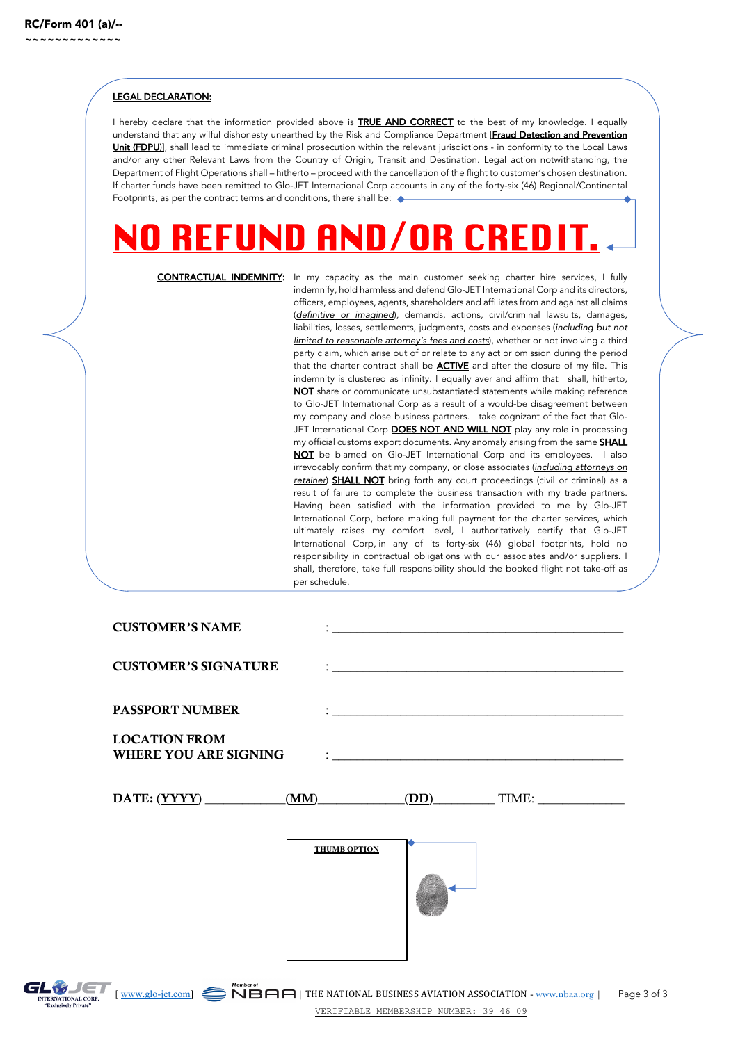RC/Form 401 (a)/--

~~~~~~~~~~~~~~

**LEGAL DECLARATION:**

I hereby declare that the information provided above is **TRUE AND CORRECT** to the best of my knowledge. I equally understand that any wilful dishonesty unearthed by the Risk and Compliance Department [**Fraud Detection and Prevention Unit (FDPU)**], shall lead to immediate criminal prosecution within the relevant jurisdictions - in conformity to the Local Laws and/or any other Relevant Laws from the Country of Origin, Transit and Destination. Legal action notwithstanding, the Department of Flight Operations shall – hitherto – proceed with the cancellation of the flight to customer's chosen destination. If charter funds have been remitted to Glo-JET International Corp accounts in any of the forty-six (46) Regional/Continental Footprints, as per the contract terms and conditions, there shall be:

# NO REFUND AND/OR CREDIT.

**CONTRACTUAL INDEMNITY:** In my capacity as the main customer seeking charter hire services, I fully indemnify, hold harmless and defend Glo-JET International Corp and its directors, officers, employees, agents, shareholders and affiliates from and against all claims (*definitive or imagined*), demands, actions, civil/criminal lawsuits, damages, liabilities, losses, settlements, judgments, costs and expenses (*including but not limited to reasonable attorney's fees and costs*), whether or not involving a third party claim, which arise out of or relate to any act or omission during the period that the charter contract shall be **ACTIVE** and after the closure of my file. This indemnity is clustered as infinity. I equally aver and affirm that I shall, hitherto, **NOT** share or communicate unsubstantiated statements while making reference to Glo-JET International Corp as a result of a would-be disagreement between my company and close business partners. I take cognizant of the fact that Glo-JET International Corp **DOES NOT AND WILL NOT** play any role in processing my official customs export documents. Any anomaly arising from the same **SHALL NOT** be blamed on Glo-JET International Corp and its employees. I also irrevocably confirm that my company, or close associates (*including attorneys on retainer*) **SHALL NOT** bring forth any court proceedings (civil or criminal) as a result of failure to complete the business transaction with my trade partners. Having been satisfied with the information provided to me by Glo-JET International Corp, before making full payment for the charter services, which ultimately raises my comfort level, I authoritatively certify that Glo-JET International Corp, in any of its forty-six (46) global footprints, hold no responsibility in contractual obligations with our associates and/or suppliers. I shall, therefore, take full responsibility should the booked flight not take-off as per schedule.

**CUSTOMER'S NAME** : ______________________________

**CUSTOMER'S SIGNATURE** : ______________________________

**PASSPORT NUMBER** : ______________________________

**LOCATION FROM WHERE YOU ARE SIGNING** : ______________________________

**DATE: (YYYY)** __________ **(MM)** __________ **(DD)** __________ TIME: __________

**THUMB OPTION**

GLO-JET INTERNATIONAL CORP. "Exclusively Private" [ www.glo-jet.com] Member of NBAA | THE NATIONAL BUSINESS AVIATION ASSOCIATION - www.nbaa.org |

VERIFIABLE MEMBERSHIP NUMBER: 39 46 09